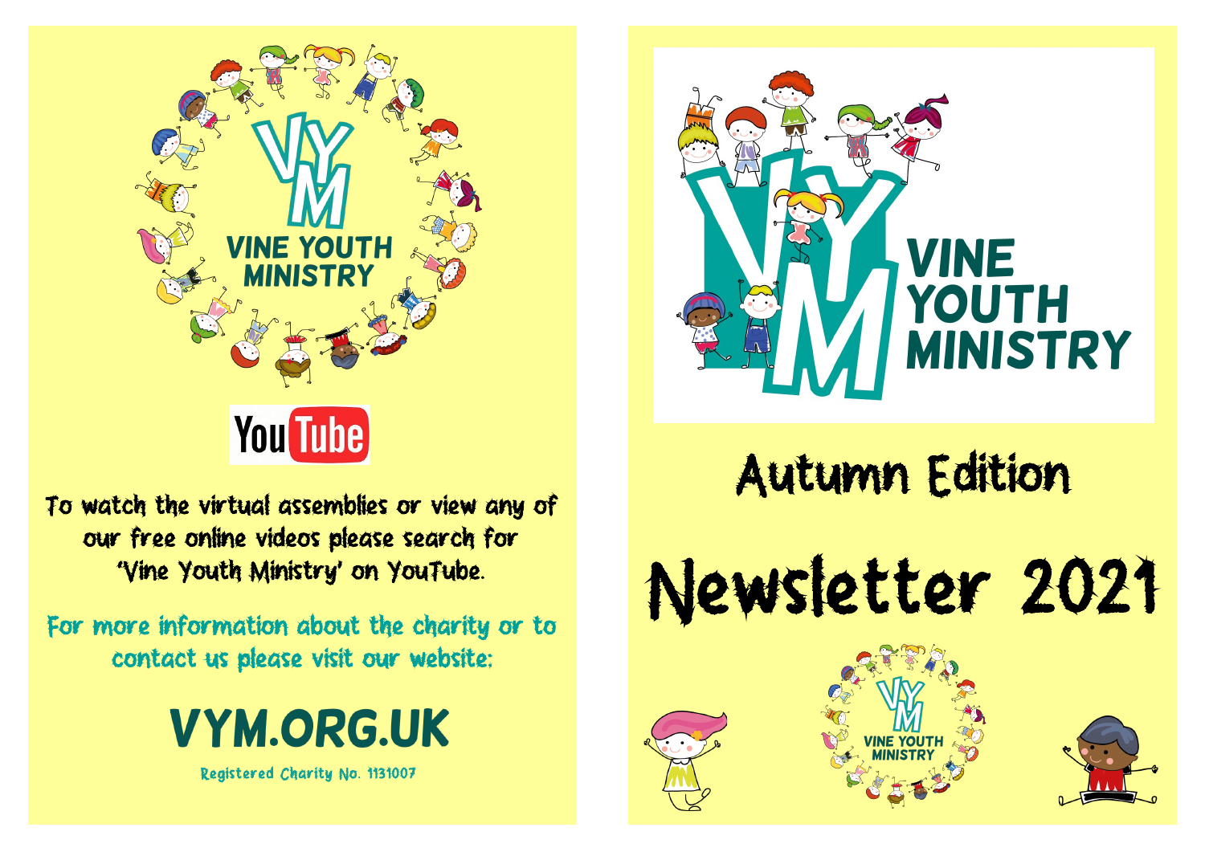VINE YOUTH MINISTRY

YouTube

To watch the virtual assemblies or view any of our free online videos please search for 'Vine Youth Ministry' on YouTube.

For more information about the charity or to contact us please visit our website:

## VYM.ORG.UK

Registered Charity No. 1131007

VINE YOUTH MINISTRY

## Autumn Edition

# Newsletter 2021

VINE YOUTH MINISTRY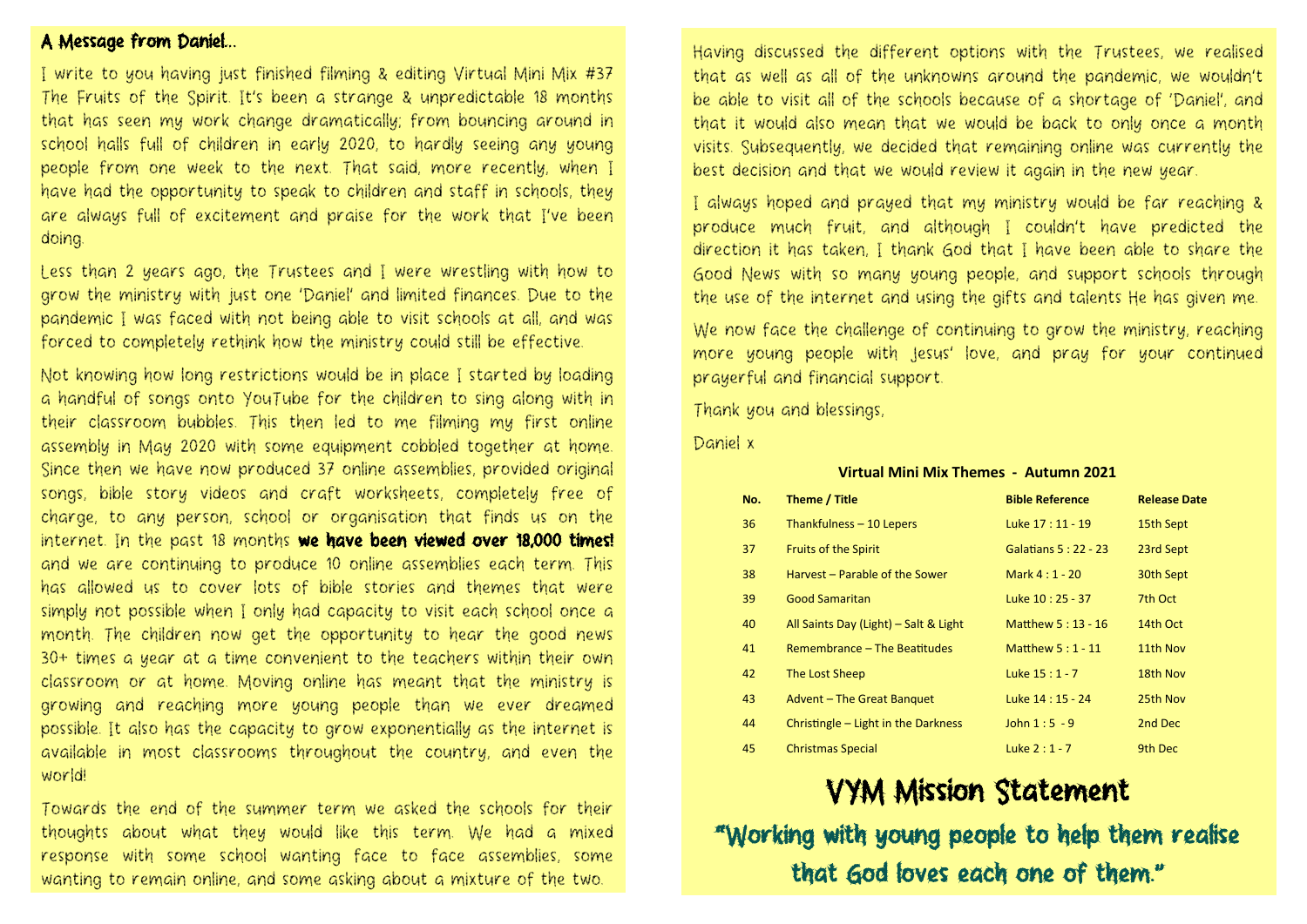## A Message from Daniel...

I write to you having just finished filming & editing Virtual Mini Mix #37 The Fruits of the Spirit. It's been a strange & unpredictable 18 months that has seen my work change dramatically; from bouncing around in school halls full of children in early 2020, to hardly seeing any young people from one week to the next. That said, more recently, when I have had the opportunity to speak to children and staff in schools, they are always full of excitement and praise for the work that I've been doing.

Less than 2 years ago, the Trustees and I were wrestling with how to grow the ministry with just one 'Daniel' and limited finances. Due to the pandemic I was faced with not being able to visit schools at all, and was forced to completely rethink how the ministry could still be effective.

Not knowing how long restrictions would be in place I started by loading a handful of songs onto YouTube for the children to sing along with in their classroom bubbles. This then led to me filming my first online assembly in May 2020 with some equipment cobbled together at home. Since then we have now produced 37 online assemblies, provided original songs, bible story videos and craft worksheets, completely free of charge, to any person, school or organisation that finds us on the internet. In the past 18 months **we have been viewed over 18,000 times!** and we are continuing to produce 10 online assemblies each term. This has allowed us to cover lots of bible stories and themes that were simply not possible when I only had capacity to visit each school once a month. The children now get the opportunity to hear the good news 30+ times a year at a time convenient to the teachers within their own classroom or at home. Moving online has meant that the ministry is growing and reaching more young people than we ever dreamed possible. It also has the capacity to grow exponentially as the internet is available in most classrooms throughout the country, and even the world!

Towards the end of the summer term we asked the schools for their thoughts about what they would like this term. We had a mixed response with some school wanting face to face assemblies, some wanting to remain online, and some asking about a mixture of the two.

Having discussed the different options with the Trustees, we realised that as well as all of the unknowns around the pandemic, we wouldn't be able to visit all of the schools because of a shortage of 'Daniel', and that it would also mean that we would be back to only once a month visits. Subsequently, we decided that remaining online was currently the best decision and that we would review it again in the new year.

I always hoped and prayed that my ministry would be far reaching & produce much fruit, and although I couldn't have predicted the direction it has taken, I thank God that I have been able to share the Good News with so many young people, and support schools through the use of the internet and using the gifts and talents He has given me.

We now face the challenge of continuing to grow the ministry, reaching more young people with Jesus' love, and pray for your continued prayerful and financial support.

Thank you and blessings,

Daniel x

**Virtual Mini Mix Themes - Autumn 2021**

| No. | Theme / Title | Bible Reference | Release Date |
|---|---|---|---|
| 36 | Thankfulness – 10 Lepers | Luke 17 : 11 - 19 | 15th Sept |
| 37 | Fruits of the Spirit | Galatians 5 : 22 - 23 | 23rd Sept |
| 38 | Harvest – Parable of the Sower | Mark 4 : 1 - 20 | 30th Sept |
| 39 | Good Samaritan | Luke 10 : 25 - 37 | 7th Oct |
| 40 | All Saints Day (Light) – Salt & Light | Matthew 5 : 13 - 16 | 14th Oct |
| 41 | Remembrance – The Beatitudes | Matthew 5 : 1 - 11 | 11th Nov |
| 42 | The Lost Sheep | Luke 15 : 1 - 7 | 18th Nov |
| 43 | Advent – The Great Banquet | Luke 14 : 15 - 24 | 25th Nov |
| 44 | Christingle – Light in the Darkness | John 1 : 5 - 9 | 2nd Dec |
| 45 | Christmas Special | Luke 2 : 1 - 7 | 9th Dec |

## VYM Mission Statement

**"Working with young people to help them realise that God loves each one of them."**